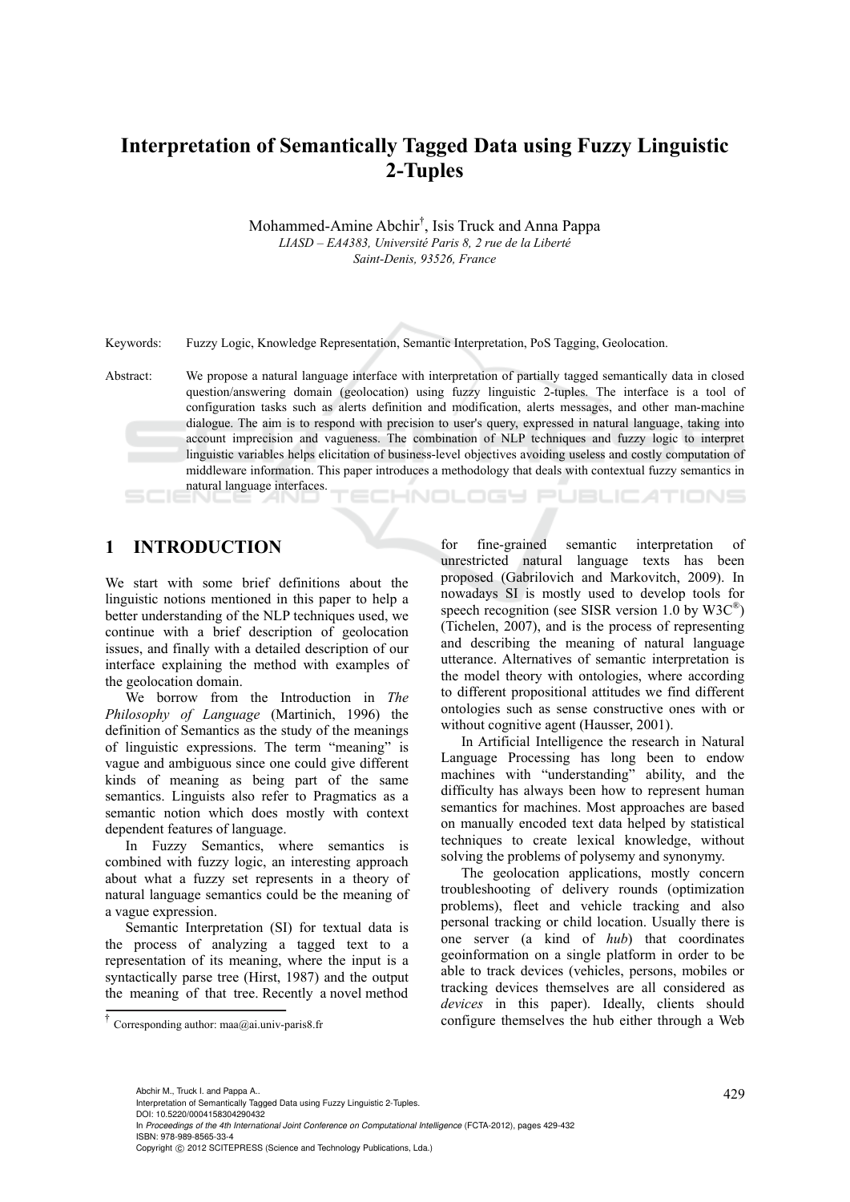# Interpretation of Semantically Tagged Data using Fuzzy Linguistic 2-Tuples

Mohammed-Amine Abchir[†], Isis Truck and Anna Pappa

*LIASD – EA4383, Université Paris 8, 2 rue de la Liberté*
*Saint-Denis, 93526, France*

Keywords: Fuzzy Logic, Knowledge Representation, Semantic Interpretation, PoS Tagging, Geolocation.

Abstract: We propose a natural language interface with interpretation of partially tagged semantically data in closed question/answering domain (geolocation) using fuzzy linguistic 2-tuples. The interface is a tool of configuration tasks such as alerts definition and modification, alerts messages, and other man-machine dialogue. The aim is to respond with precision to user's query, expressed in natural language, taking into account imprecision and vagueness. The combination of NLP techniques and fuzzy logic to interpret linguistic variables helps elicitation of business-level objectives avoiding useless and costly computation of middleware information. This paper introduces a methodology that deals with contextual fuzzy semantics in natural language interfaces.

## 1 INTRODUCTION

We start with some brief definitions about the linguistic notions mentioned in this paper to help a better understanding of the NLP techniques used, we continue with a brief description of geolocation issues, and finally with a detailed description of our interface explaining the method with examples of the geolocation domain.

We borrow from the Introduction in *The Philosophy of Language* (Martinich, 1996) the definition of Semantics as the study of the meanings of linguistic expressions. The term "meaning" is vague and ambiguous since one could give different kinds of meaning as being part of the same semantics. Linguists also refer to Pragmatics as a semantic notion which does mostly with context dependent features of language.

In Fuzzy Semantics, where semantics is combined with fuzzy logic, an interesting approach about what a fuzzy set represents in a theory of natural language semantics could be the meaning of a vague expression.

Semantic Interpretation (SI) for textual data is the process of analyzing a tagged text to a representation of its meaning, where the input is a syntactically parse tree (Hirst, 1987) and the output the meaning of that tree. Recently a novel method for fine-grained semantic interpretation of unrestricted natural language texts has been proposed (Gabrilovich and Markovitch, 2009). In nowadays SI is mostly used to develop tools for speech recognition (see SISR version 1.0 by W3C®) (Tichelen, 2007), and is the process of representing and describing the meaning of natural language utterance. Alternatives of semantic interpretation is the model theory with ontologies, where according to different propositional attitudes we find different ontologies such as sense constructive ones with or without cognitive agent (Hausser, 2001).

In Artificial Intelligence the research in Natural Language Processing has long been to endow machines with "understanding" ability, and the difficulty has always been how to represent human semantics for machines. Most approaches are based on manually encoded text data helped by statistical techniques to create lexical knowledge, without solving the problems of polysemy and synonymy.

The geolocation applications, mostly concern troubleshooting of delivery rounds (optimization problems), fleet and vehicle tracking and also personal tracking or child location. Usually there is one server (a kind of *hub*) that coordinates geoinformation on a single platform in order to be able to track devices (vehicles, persons, mobiles or tracking devices themselves are all considered as *devices* in this paper). Ideally, clients should configure themselves the hub either through a Web

[†] Corresponding author: maa@ai.univ-paris8.fr

Abchir M., Truck I. and Pappa A..
Interpretation of Semantically Tagged Data using Fuzzy Linguistic 2-Tuples.
DOI: 10.5220/0004158304290432
In *Proceedings of the 4th International Joint Conference on Computational Intelligence* (FCTA-2012), pages 429-432
ISBN: 978-989-8565-33-4
Copyright © 2012 SCITEPRESS (Science and Technology Publications, Lda.)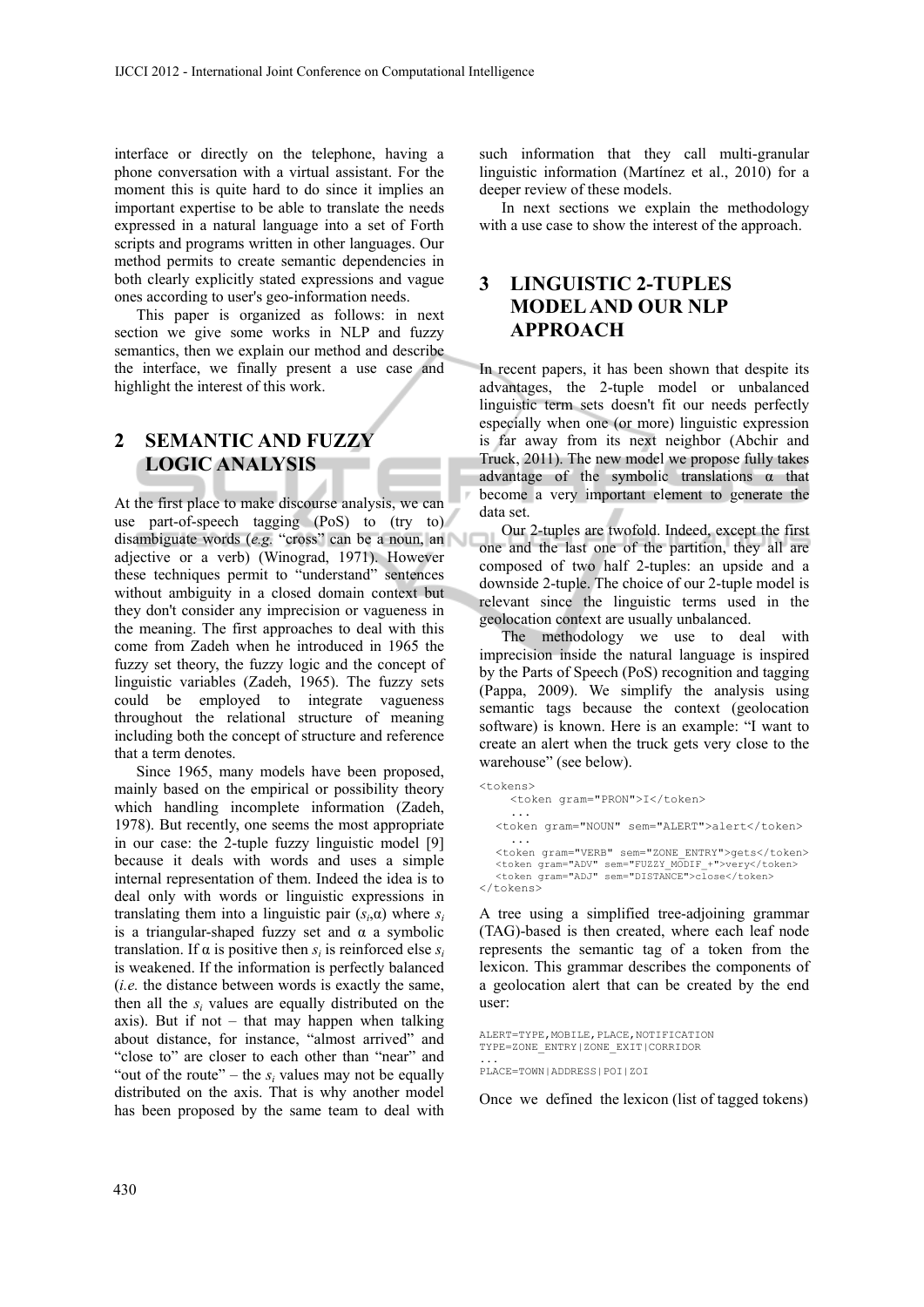interface or directly on the telephone, having a phone conversation with a virtual assistant. For the moment this is quite hard to do since it implies an important expertise to be able to translate the needs expressed in a natural language into a set of Forth scripts and programs written in other languages. Our method permits to create semantic dependencies in both clearly explicitly stated expressions and vague ones according to user's geo-information needs.

This paper is organized as follows: in next section we give some works in NLP and fuzzy semantics, then we explain our method and describe the interface, we finally present a use case and highlight the interest of this work.

## 2 SEMANTIC AND FUZZY LOGIC ANALYSIS

At the first place to make discourse analysis, we can use part-of-speech tagging (PoS) to (try to) disambiguate words (*e.g.* "cross" can be a noun, an adjective or a verb) (Winograd, 1971). However these techniques permit to "understand" sentences without ambiguity in a closed domain context but they don't consider any imprecision or vagueness in the meaning. The first approaches to deal with this come from Zadeh when he introduced in 1965 the fuzzy set theory, the fuzzy logic and the concept of linguistic variables (Zadeh, 1965). The fuzzy sets could be employed to integrate vagueness throughout the relational structure of meaning including both the concept of structure and reference that a term denotes.

Since 1965, many models have been proposed, mainly based on the empirical or possibility theory which handling incomplete information (Zadeh, 1978). But recently, one seems the most appropriate in our case: the 2-tuple fuzzy linguistic model [9] because it deals with words and uses a simple internal representation of them. Indeed the idea is to deal only with words or linguistic expressions in translating them into a linguistic pair $(s_i,\alpha)$ where $s_i$ is a triangular-shaped fuzzy set and $\alpha$ a symbolic translation. If $\alpha$ is positive then $s_i$ is reinforced else $s_i$ is weakened. If the information is perfectly balanced (*i.e.* the distance between words is exactly the same, then all the $s_i$ values are equally distributed on the axis). But if not – that may happen when talking about distance, for instance, "almost arrived" and "close to" are closer to each other than "near" and "out of the route" – the $s_i$ values may not be equally distributed on the axis. That is why another model has been proposed by the same team to deal with such information that they call multi-granular linguistic information (Martínez et al., 2010) for a deeper review of these models.

In next sections we explain the methodology with a use case to show the interest of the approach.

## 3 LINGUISTIC 2-TUPLES MODEL AND OUR NLP APPROACH

In recent papers, it has been shown that despite its advantages, the 2-tuple model or unbalanced linguistic term sets doesn't fit our needs perfectly especially when one (or more) linguistic expression is far away from its next neighbor (Abchir and Truck, 2011). The new model we propose fully takes advantage of the symbolic translations $\alpha$ that become a very important element to generate the data set.

Our 2-tuples are twofold. Indeed, except the first one and the last one of the partition, they all are composed of two half 2-tuples: an upside and a downside 2-tuple. The choice of our 2-tuple model is relevant since the linguistic terms used in the geolocation context are usually unbalanced.

The methodology we use to deal with imprecision inside the natural language is inspired by the Parts of Speech (PoS) recognition and tagging (Pappa, 2009). We simplify the analysis using semantic tags because the context (geolocation software) is known. Here is an example: "I want to create an alert when the truck gets very close to the warehouse" (see below).

```
<tokens>
    <token gram="PRON">I</token>
    ...
  <token gram="NOUN" sem="ALERT">alert</token>
    ...
  <token gram="VERB" sem="ZONE_ENTRY">gets</token>
  <token gram="ADV" sem="FUZZY_MODIF_+">very</token>
  <token gram="ADJ" sem="DISTANCE">close</token>
</tokens>
```

A tree using a simplified tree-adjoining grammar (TAG)-based is then created, where each leaf node represents the semantic tag of a token from the lexicon. This grammar describes the components of a geolocation alert that can be created by the end user:

```
ALERT=TYPE,MOBILE,PLACE,NOTIFICATION
TYPE=ZONE_ENTRY|ZONE_EXIT|CORRIDOR
...
PLACE=TOWN|ADDRESS|POI|ZOI
```

Once we defined the lexicon (list of tagged tokens)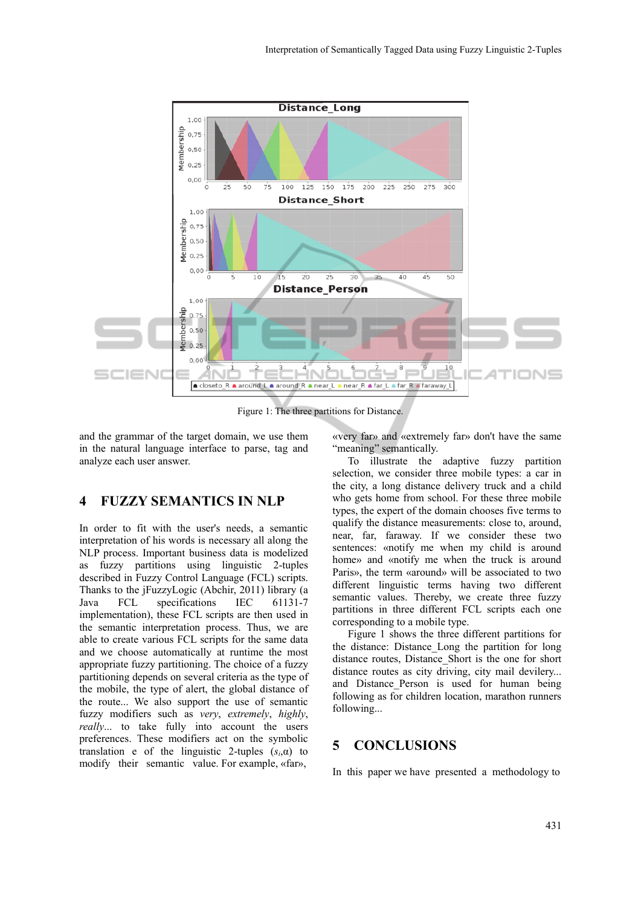Figure 1: The three partitions for Distance.

and the grammar of the target domain, we use them in the natural language interface to parse, tag and analyze each user answer.

## 4 FUZZY SEMANTICS IN NLP

In order to fit with the user's needs, a semantic interpretation of his words is necessary all along the NLP process. Important business data is modelized as fuzzy partitions using linguistic 2-tuples described in Fuzzy Control Language (FCL) scripts. Thanks to the jFuzzyLogic (Abchir, 2011) library (a Java FCL specifications IEC 61131-7 implementation), these FCL scripts are then used in the semantic interpretation process. Thus, we are able to create various FCL scripts for the same data and we choose automatically at runtime the most appropriate fuzzy partitioning. The choice of a fuzzy partitioning depends on several criteria as the type of the mobile, the type of alert, the global distance of the route... We also support the use of semantic fuzzy modifiers such as *very*, *extremely*, *highly*, *really*... to take fully into account the users preferences. These modifiers act on the symbolic translation e of the linguistic 2-tuples $(s_i,\alpha)$ to modify their semantic value. For example, «far», «very far» and «extremely far» don't have the same "meaning" semantically.

To illustrate the adaptive fuzzy partition selection, we consider three mobile types: a car in the city, a long distance delivery truck and a child who gets home from school. For these three mobile types, the expert of the domain chooses five terms to qualify the distance measurements: close to, around, near, far, faraway. If we consider these two sentences: «notify me when my child is around home» and «notify me when the truck is around Paris», the term «around» will be associated to two different linguistic terms having two different semantic values. Thereby, we create three fuzzy partitions in three different FCL scripts each one corresponding to a mobile type.

Figure 1 shows the three different partitions for the distance: Distance_Long the partition for long distance routes, Distance_Short is the one for short distance routes as city driving, city mail devlery... and Distance_Person is used for human being following as for children location, marathon runners following...

## 5 CONCLUSIONS

In this paper we have presented a methodology to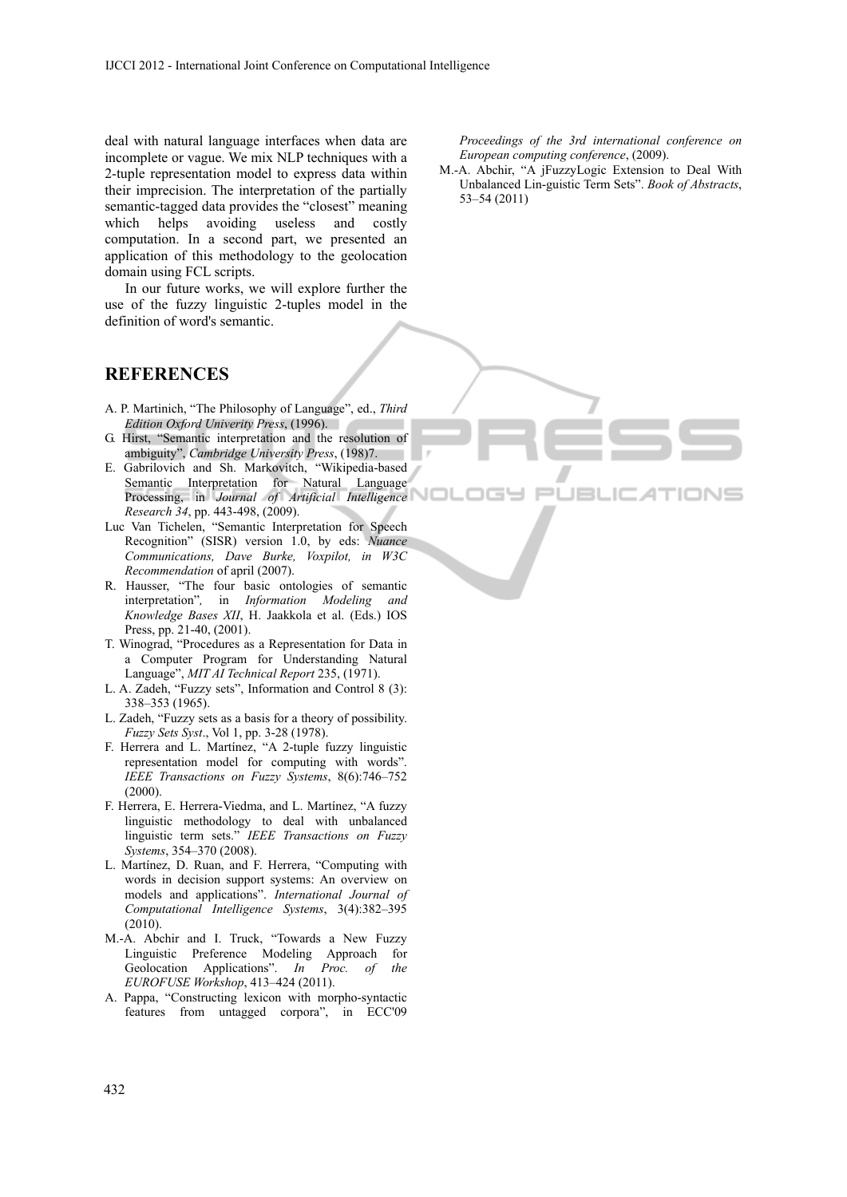deal with natural language interfaces when data are incomplete or vague. We mix NLP techniques with a 2-tuple representation model to express data within their imprecision. The interpretation of the partially semantic-tagged data provides the "closest" meaning which helps avoiding useless and costly computation. In a second part, we presented an application of this methodology to the geolocation domain using FCL scripts.

In our future works, we will explore further the use of the fuzzy linguistic 2-tuples model in the definition of word's semantic.

## REFERENCES

A. P. Martinich, "The Philosophy of Language", ed., *Third Edition Oxford Univerity Press*, (1996).

G. Hirst, "Semantic interpretation and the resolution of ambiguity", *Cambridge University Press*, (198)7.

E. Gabrilovich and Sh. Markovitch, "Wikipedia-based Semantic Interpretation for Natural Language Processing, in *Journal of Artificial Intelligence Research 34*, pp. 443-498, (2009).

Luc Van Tichelen, "Semantic Interpretation for Speech Recognition" (SISR) version 1.0, by eds: *Nuance Communications, Dave Burke, Voxpilot, in W3C Recommendation* of april (2007).

R. Hausser, "The four basic ontologies of semantic interpretation", in *Information Modeling and Knowledge Bases XII*, H. Jaakkola et al. (Eds.) IOS Press, pp. 21-40, (2001).

T. Winograd, "Procedures as a Representation for Data in a Computer Program for Understanding Natural Language", *MIT AI Technical Report* 235, (1971).

L. A. Zadeh, "Fuzzy sets", Information and Control 8 (3): 338–353 (1965).

L. Zadeh, "Fuzzy sets as a basis for a theory of possibility. *Fuzzy Sets Syst*., Vol 1, pp. 3-28 (1978).

F. Herrera and L. Martinez, "A 2-tuple fuzzy linguistic representation model for computing with words". *IEEE Transactions on Fuzzy Systems*, 8(6):746–752 (2000).

F. Herrera, E. Herrera-Viedma, and L. Martínez, "A fuzzy linguistic methodology to deal with unbalanced linguistic term sets." *IEEE Transactions on Fuzzy Systems*, 354–370 (2008).

L. Martínez, D. Ruan, and F. Herrera, "Computing with words in decision support systems: An overview on models and applications". *International Journal of Computational Intelligence Systems*, 3(4):382–395 (2010).

M.-A. Abchir and I. Truck, "Towards a New Fuzzy Linguistic Preference Modeling Approach for Geolocation Applications". *In Proc. of the EUROFUSE Workshop*, 413–424 (2011).

A. Pappa, "Constructing lexicon with morpho-syntactic features from untagged corpora", in ECC'09 *Proceedings of the 3rd international conference on European computing conference*, (2009).

M.-A. Abchir, "A jFuzzyLogic Extension to Deal With Unbalanced Lin-guistic Term Sets". *Book of Abstracts*, 53–54 (2011)